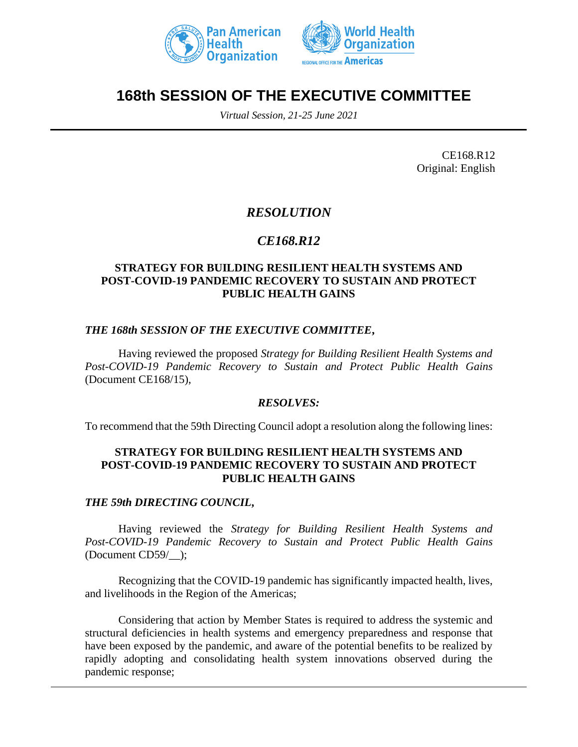# 168th SESSION OF THE EXECUTIVE COMMITTEE

*Virtual Session, 21-25 June 2021*

CE168.R12
Original: English

## *RESOLUTION*

## *CE168.R12*

### STRATEGY FOR BUILDING RESILIENT HEALTH SYSTEMS AND POST-COVID-19 PANDEMIC RECOVERY TO SUSTAIN AND PROTECT PUBLIC HEALTH GAINS

***THE 168th SESSION OF THE EXECUTIVE COMMITTEE,***

Having reviewed the proposed *Strategy for Building Resilient Health Systems and Post-COVID-19 Pandemic Recovery to Sustain and Protect Public Health Gains* (Document CE168/15),

***RESOLVES:***

To recommend that the 59th Directing Council adopt a resolution along the following lines:

### STRATEGY FOR BUILDING RESILIENT HEALTH SYSTEMS AND POST-COVID-19 PANDEMIC RECOVERY TO SUSTAIN AND PROTECT PUBLIC HEALTH GAINS

***THE 59th DIRECTING COUNCIL,***

Having reviewed the *Strategy for Building Resilient Health Systems and Post-COVID-19 Pandemic Recovery to Sustain and Protect Public Health Gains* (Document CD59/__);

Recognizing that the COVID-19 pandemic has significantly impacted health, lives, and livelihoods in the Region of the Americas;

Considering that action by Member States is required to address the systemic and structural deficiencies in health systems and emergency preparedness and response that have been exposed by the pandemic, and aware of the potential benefits to be realized by rapidly adopting and consolidating health system innovations observed during the pandemic response;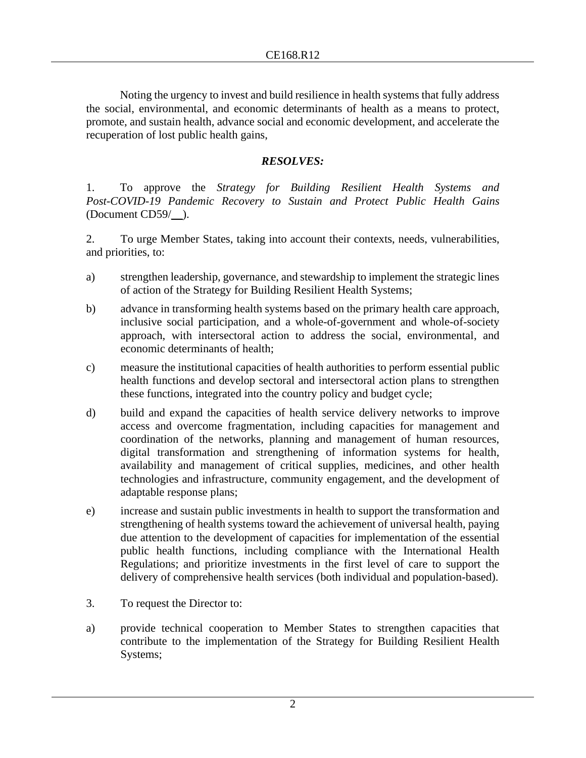Noting the urgency to invest and build resilience in health systems that fully address the social, environmental, and economic determinants of health as a means to protect, promote, and sustain health, advance social and economic development, and accelerate the recuperation of lost public health gains,

***RESOLVES:***

1. To approve the *Strategy for Building Resilient Health Systems and Post-COVID-19 Pandemic Recovery to Sustain and Protect Public Health Gains* (Document CD59/__).

2. To urge Member States, taking into account their contexts, needs, vulnerabilities, and priorities, to:

a) strengthen leadership, governance, and stewardship to implement the strategic lines of action of the Strategy for Building Resilient Health Systems;

b) advance in transforming health systems based on the primary health care approach, inclusive social participation, and a whole-of-government and whole-of-society approach, with intersectoral action to address the social, environmental, and economic determinants of health;

c) measure the institutional capacities of health authorities to perform essential public health functions and develop sectoral and intersectoral action plans to strengthen these functions, integrated into the country policy and budget cycle;

d) build and expand the capacities of health service delivery networks to improve access and overcome fragmentation, including capacities for management and coordination of the networks, planning and management of human resources, digital transformation and strengthening of information systems for health, availability and management of critical supplies, medicines, and other health technologies and infrastructure, community engagement, and the development of adaptable response plans;

e) increase and sustain public investments in health to support the transformation and strengthening of health systems toward the achievement of universal health, paying due attention to the development of capacities for implementation of the essential public health functions, including compliance with the International Health Regulations; and prioritize investments in the first level of care to support the delivery of comprehensive health services (both individual and population-based).

3. To request the Director to:

a) provide technical cooperation to Member States to strengthen capacities that contribute to the implementation of the Strategy for Building Resilient Health Systems;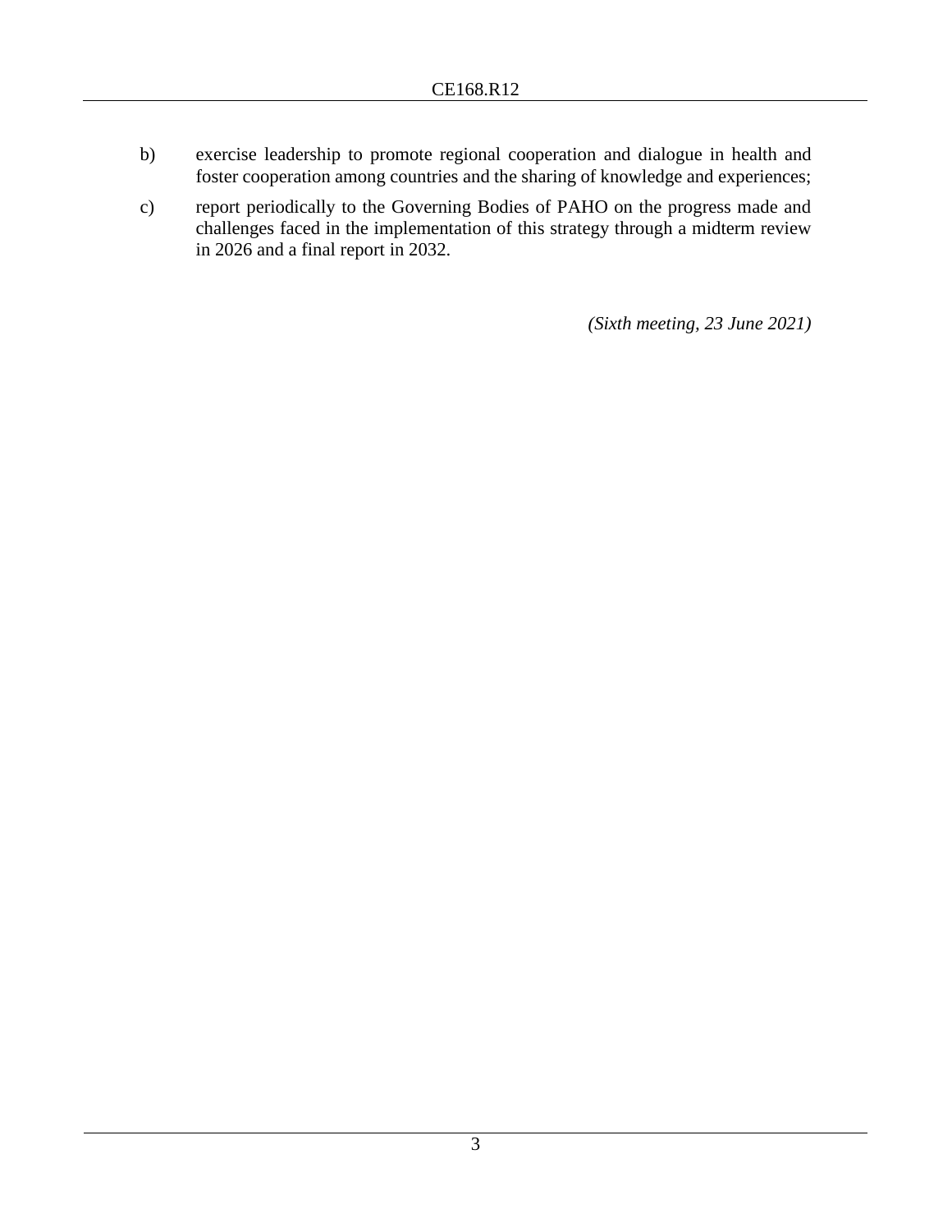b) exercise leadership to promote regional cooperation and dialogue in health and foster cooperation among countries and the sharing of knowledge and experiences;

c) report periodically to the Governing Bodies of PAHO on the progress made and challenges faced in the implementation of this strategy through a midterm review in 2026 and a final report in 2032.

*(Sixth meeting, 23 June 2021)*